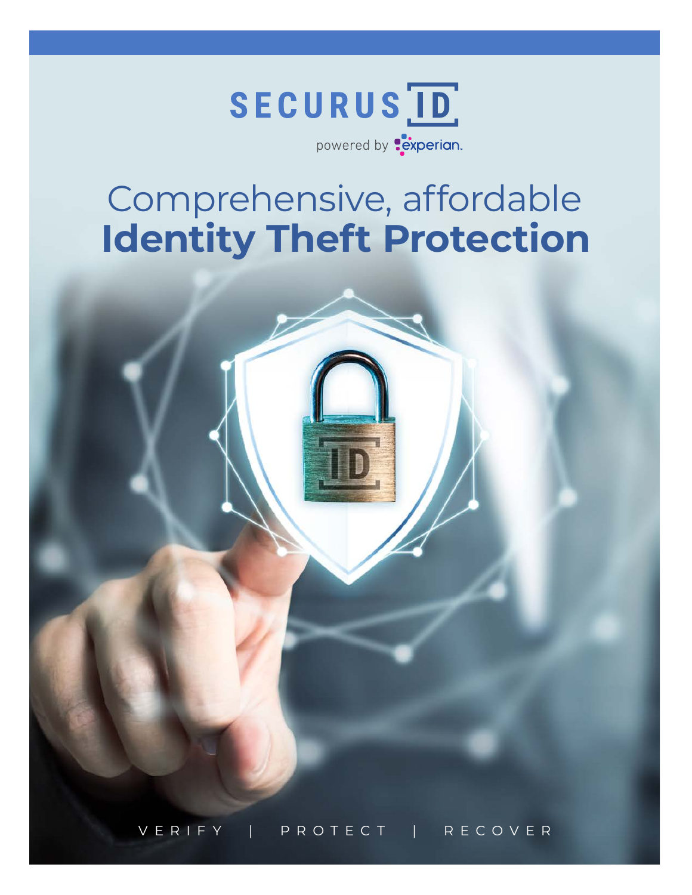# SECURUS ID

powered by experian.

# Comprehensive, affordable **Identity Theft Protection**

VERIFY | PROTECT | RECOVER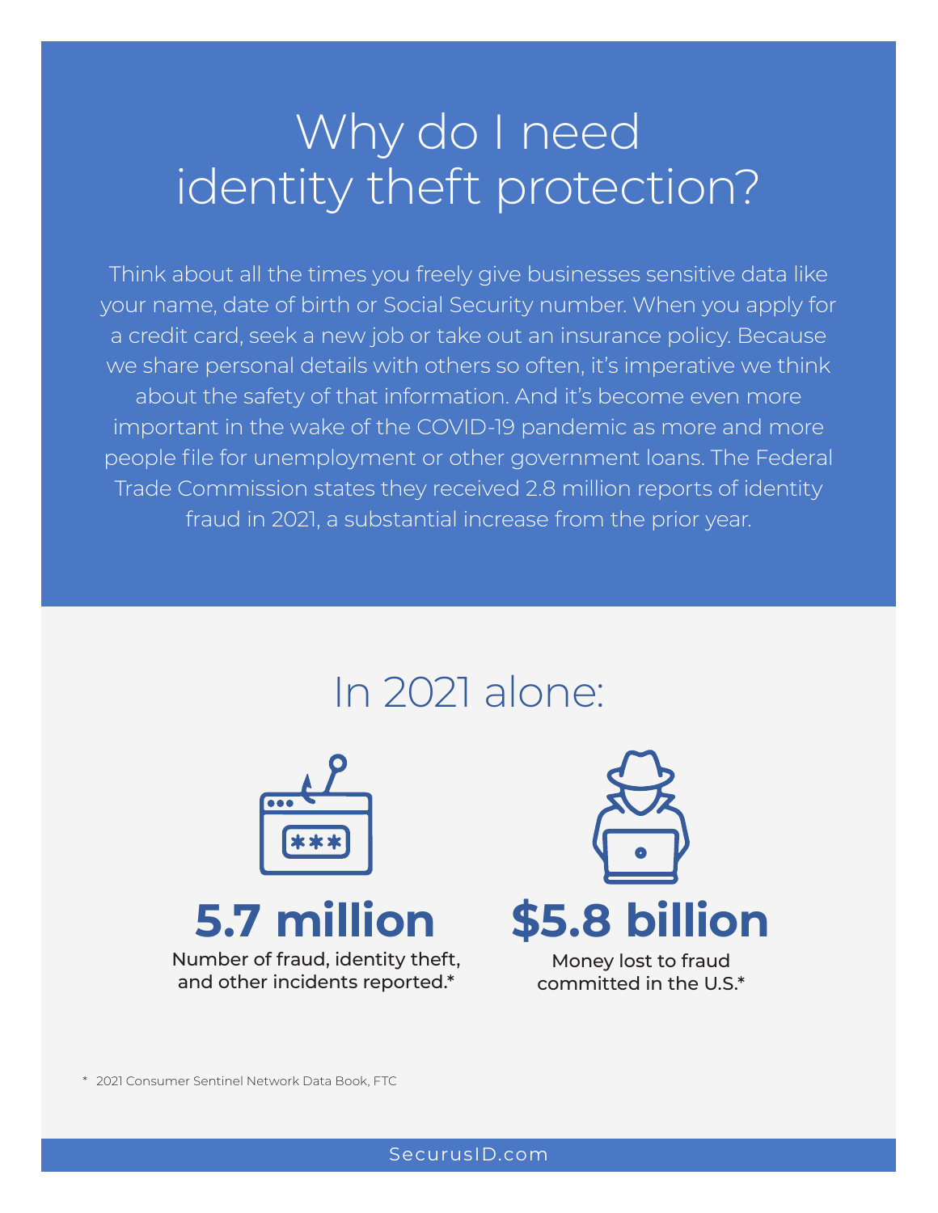# Why do I need identity theft protection?

Think about all the times you freely give businesses sensitive data like your name, date of birth or Social Security number. When you apply for a credit card, seek a new job or take out an insurance policy. Because we share personal details with others so often, it's imperative we think about the safety of that information. And it's become even more important in the wake of the COVID-19 pandemic as more and more people file for unemployment or other government loans. The Federal Trade Commission states they received 2.8 million reports of identity fraud in 2021, a substantial increase from the prior year.

## In 2021 alone:

**5.7 million**

Number of fraud, identity theft, and other incidents reported.*

**$5.8 billion**

Money lost to fraud committed in the U.S.*

\* 2021 Consumer Sentinel Network Data Book, FTC

SecurusID.com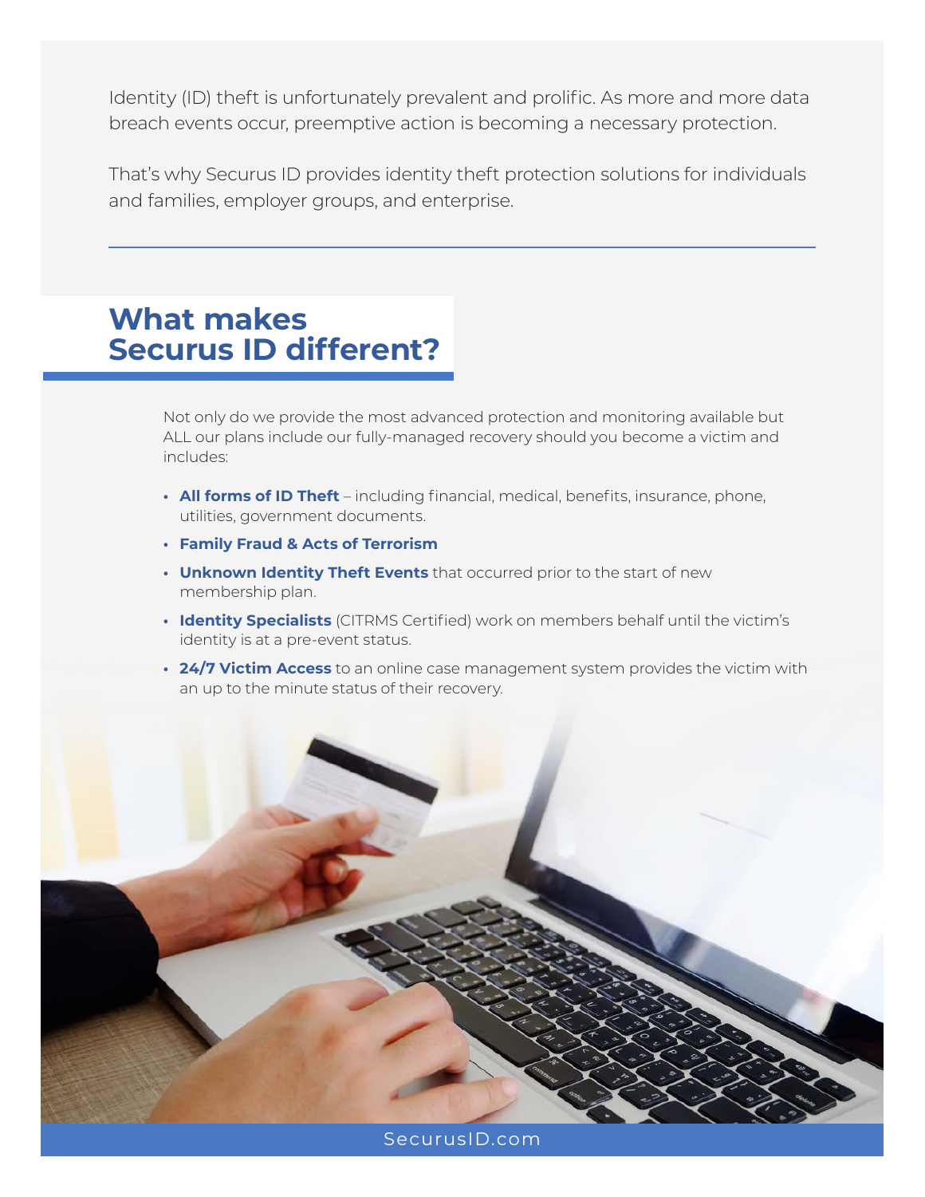Identity (ID) theft is unfortunately prevalent and prolific. As more and more data breach events occur, preemptive action is becoming a necessary protection.

That's why Securus ID provides identity theft protection solutions for individuals and families, employer groups, and enterprise.

---

## What makes Securus ID different?

Not only do we provide the most advanced protection and monitoring available but ALL our plans include our fully-managed recovery should you become a victim and includes:

- **All forms of ID Theft** – including financial, medical, benefits, insurance, phone, utilities, government documents.
- **Family Fraud & Acts of Terrorism**
- **Unknown Identity Theft Events** that occurred prior to the start of new membership plan.
- **Identity Specialists** (CITRMS Certified) work on members behalf until the victim's identity is at a pre-event status.
- **24/7 Victim Access** to an online case management system provides the victim with an up to the minute status of their recovery.

SecurusID.com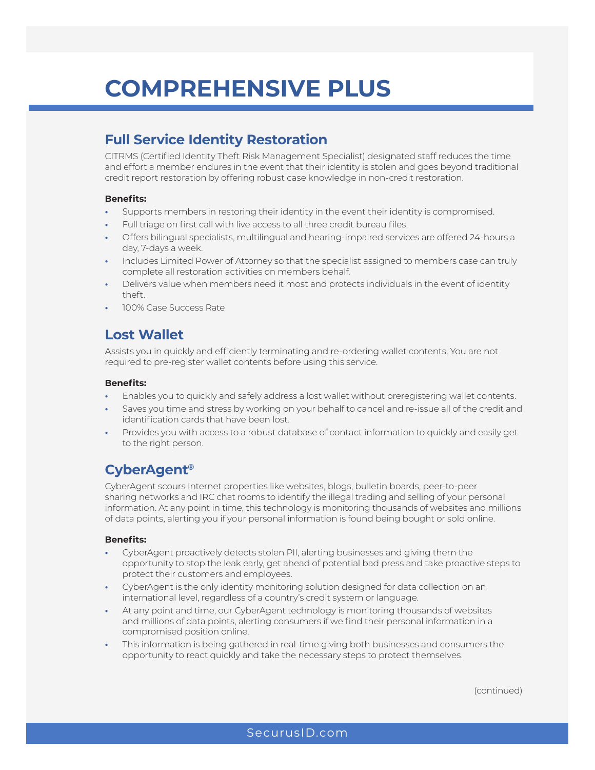# COMPREHENSIVE PLUS

## Full Service Identity Restoration

CITRMS (Certified Identity Theft Risk Management Specialist) designated staff reduces the time and effort a member endures in the event that their identity is stolen and goes beyond traditional credit report restoration by offering robust case knowledge in non-credit restoration.

**Benefits:**

- Supports members in restoring their identity in the event their identity is compromised.
- Full triage on first call with live access to all three credit bureau files.
- Offers bilingual specialists, multilingual and hearing-impaired services are offered 24-hours a day, 7-days a week.
- Includes Limited Power of Attorney so that the specialist assigned to members case can truly complete all restoration activities on members behalf.
- Delivers value when members need it most and protects individuals in the event of identity theft.
- 100% Case Success Rate

## Lost Wallet

Assists you in quickly and efficiently terminating and re-ordering wallet contents. You are not required to pre-register wallet contents before using this service.

**Benefits:**

- Enables you to quickly and safely address a lost wallet without preregistering wallet contents.
- Saves you time and stress by working on your behalf to cancel and re-issue all of the credit and identification cards that have been lost.
- Provides you with access to a robust database of contact information to quickly and easily get to the right person.

## CyberAgent®

CyberAgent scours Internet properties like websites, blogs, bulletin boards, peer-to-peer sharing networks and IRC chat rooms to identify the illegal trading and selling of your personal information. At any point in time, this technology is monitoring thousands of websites and millions of data points, alerting you if your personal information is found being bought or sold online.

**Benefits:**

- CyberAgent proactively detects stolen PII, alerting businesses and giving them the opportunity to stop the leak early, get ahead of potential bad press and take proactive steps to protect their customers and employees.
- CyberAgent is the only identity monitoring solution designed for data collection on an international level, regardless of a country's credit system or language.
- At any point and time, our CyberAgent technology is monitoring thousands of websites and millions of data points, alerting consumers if we find their personal information in a compromised position online.
- This information is being gathered in real-time giving both businesses and consumers the opportunity to react quickly and take the necessary steps to protect themselves.

(continued)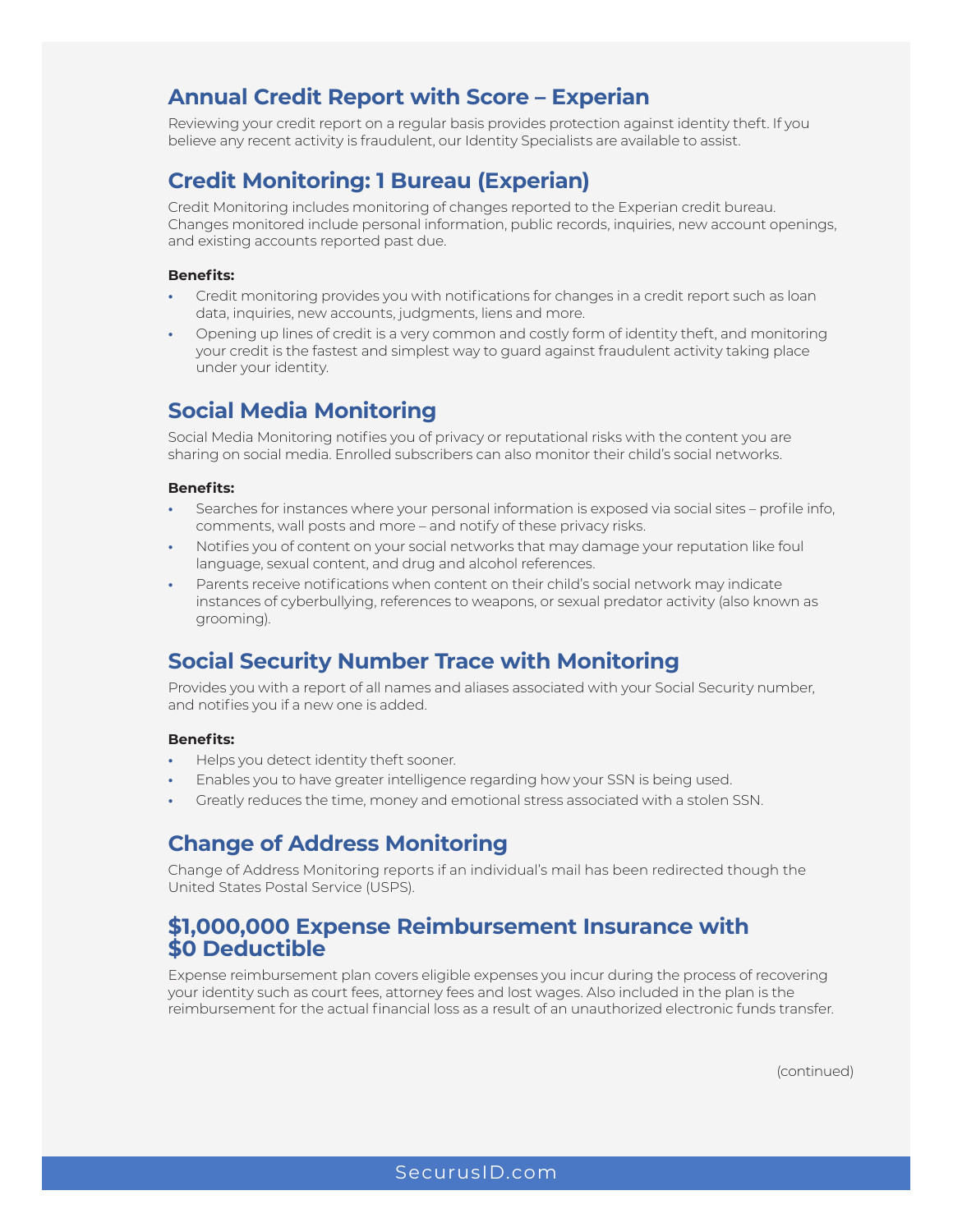## Annual Credit Report with Score – Experian

Reviewing your credit report on a regular basis provides protection against identity theft. If you believe any recent activity is fraudulent, our Identity Specialists are available to assist.

## Credit Monitoring: 1 Bureau (Experian)

Credit Monitoring includes monitoring of changes reported to the Experian credit bureau. Changes monitored include personal information, public records, inquiries, new account openings, and existing accounts reported past due.

**Benefits:**

- Credit monitoring provides you with notifications for changes in a credit report such as loan data, inquiries, new accounts, judgments, liens and more.
- Opening up lines of credit is a very common and costly form of identity theft, and monitoring your credit is the fastest and simplest way to guard against fraudulent activity taking place under your identity.

## Social Media Monitoring

Social Media Monitoring notifies you of privacy or reputational risks with the content you are sharing on social media. Enrolled subscribers can also monitor their child's social networks.

**Benefits:**

- Searches for instances where your personal information is exposed via social sites – profile info, comments, wall posts and more – and notify of these privacy risks.
- Notifies you of content on your social networks that may damage your reputation like foul language, sexual content, and drug and alcohol references.
- Parents receive notifications when content on their child's social network may indicate instances of cyberbullying, references to weapons, or sexual predator activity (also known as grooming).

## Social Security Number Trace with Monitoring

Provides you with a report of all names and aliases associated with your Social Security number, and notifies you if a new one is added.

**Benefits:**

- Helps you detect identity theft sooner.
- Enables you to have greater intelligence regarding how your SSN is being used.
- Greatly reduces the time, money and emotional stress associated with a stolen SSN.

## Change of Address Monitoring

Change of Address Monitoring reports if an individual's mail has been redirected though the United States Postal Service (USPS).

## $1,000,000 Expense Reimbursement Insurance with $0 Deductible

Expense reimbursement plan covers eligible expenses you incur during the process of recovering your identity such as court fees, attorney fees and lost wages. Also included in the plan is the reimbursement for the actual financial loss as a result of an unauthorized electronic funds transfer.

(continued)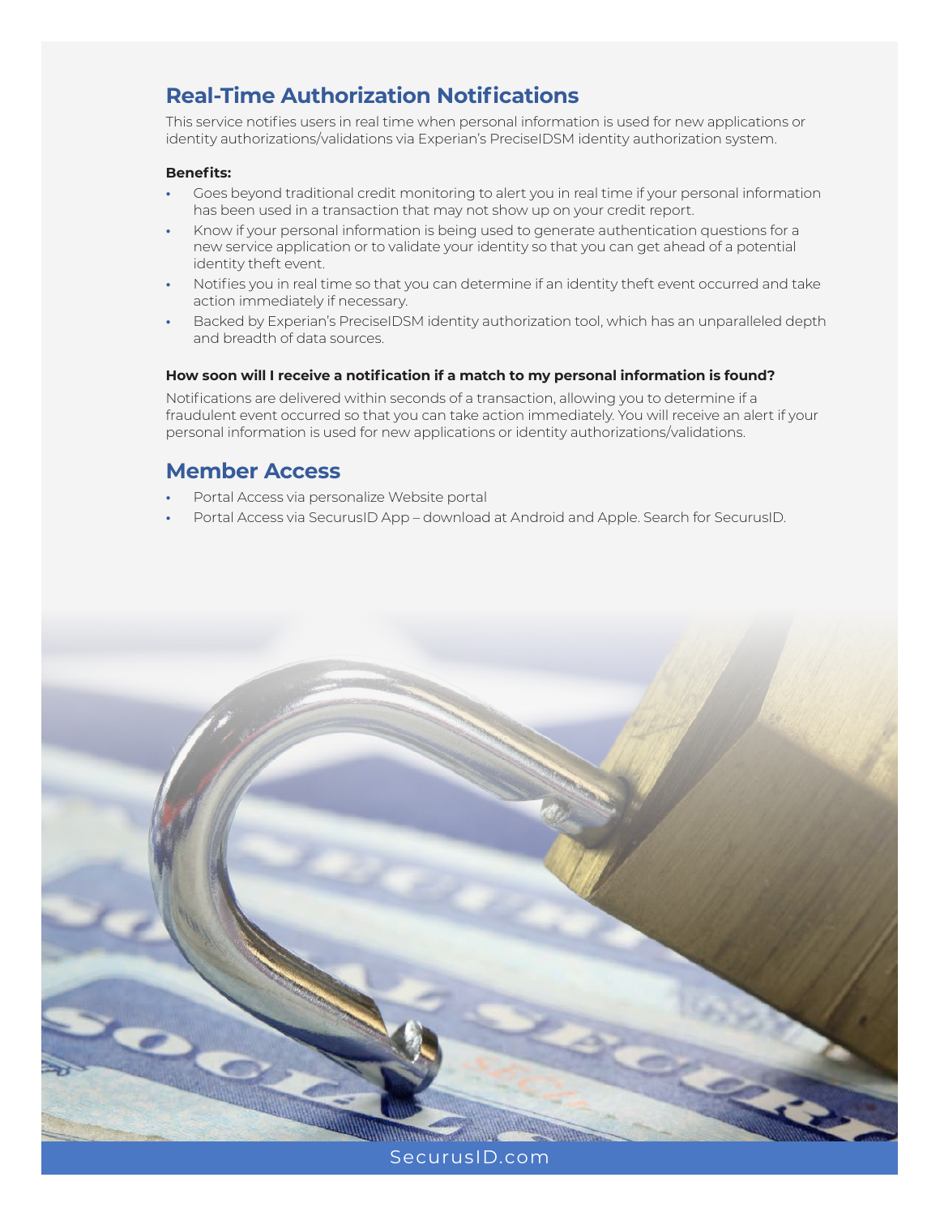## Real-Time Authorization Notifications

This service notifies users in real time when personal information is used for new applications or identity authorizations/validations via Experian's PreciseIDSM identity authorization system.

**Benefits:**

- Goes beyond traditional credit monitoring to alert you in real time if your personal information has been used in a transaction that may not show up on your credit report.
- Know if your personal information is being used to generate authentication questions for a new service application or to validate your identity so that you can get ahead of a potential identity theft event.
- Notifies you in real time so that you can determine if an identity theft event occurred and take action immediately if necessary.
- Backed by Experian's PreciseIDSM identity authorization tool, which has an unparalleled depth and breadth of data sources.

**How soon will I receive a notification if a match to my personal information is found?**

Notifications are delivered within seconds of a transaction, allowing you to determine if a fraudulent event occurred so that you can take action immediately. You will receive an alert if your personal information is used for new applications or identity authorizations/validations.

## Member Access

- Portal Access via personalize Website portal
- Portal Access via SecurusID App – download at Android and Apple. Search for SecurusID.

SecurusID.com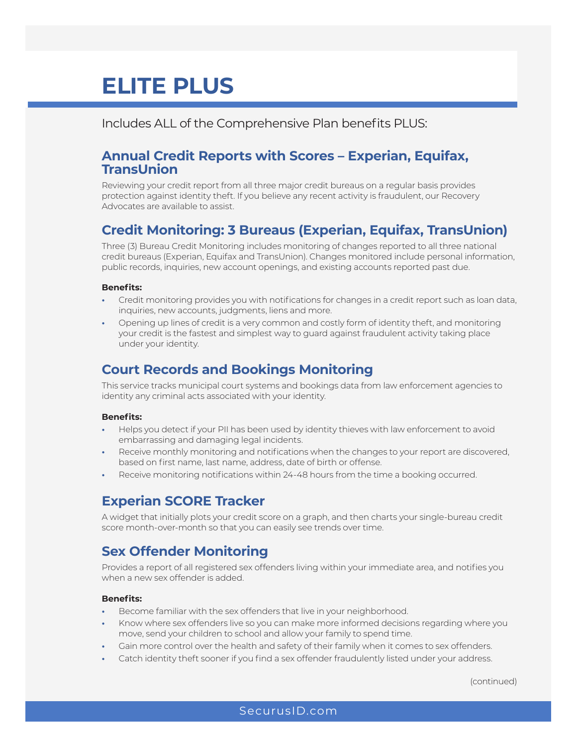# ELITE PLUS

Includes ALL of the Comprehensive Plan benefits PLUS:

## Annual Credit Reports with Scores – Experian, Equifax, TransUnion

Reviewing your credit report from all three major credit bureaus on a regular basis provides protection against identity theft. If you believe any recent activity is fraudulent, our Recovery Advocates are available to assist.

## Credit Monitoring: 3 Bureaus (Experian, Equifax, TransUnion)

Three (3) Bureau Credit Monitoring includes monitoring of changes reported to all three national credit bureaus (Experian, Equifax and TransUnion). Changes monitored include personal information, public records, inquiries, new account openings, and existing accounts reported past due.

**Benefits:**

- Credit monitoring provides you with notifications for changes in a credit report such as loan data, inquiries, new accounts, judgments, liens and more.
- Opening up lines of credit is a very common and costly form of identity theft, and monitoring your credit is the fastest and simplest way to guard against fraudulent activity taking place under your identity.

## Court Records and Bookings Monitoring

This service tracks municipal court systems and bookings data from law enforcement agencies to identity any criminal acts associated with your identity.

**Benefits:**

- Helps you detect if your PII has been used by identity thieves with law enforcement to avoid embarrassing and damaging legal incidents.
- Receive monthly monitoring and notifications when the changes to your report are discovered, based on first name, last name, address, date of birth or offense.
- Receive monitoring notifications within 24-48 hours from the time a booking occurred.

## Experian SCORE Tracker

A widget that initially plots your credit score on a graph, and then charts your single-bureau credit score month-over-month so that you can easily see trends over time.

## Sex Offender Monitoring

Provides a report of all registered sex offenders living within your immediate area, and notifies you when a new sex offender is added.

**Benefits:**

- Become familiar with the sex offenders that live in your neighborhood.
- Know where sex offenders live so you can make more informed decisions regarding where you move, send your children to school and allow your family to spend time.
- Gain more control over the health and safety of their family when it comes to sex offenders.
- Catch identity theft sooner if you find a sex offender fraudulently listed under your address.

(continued)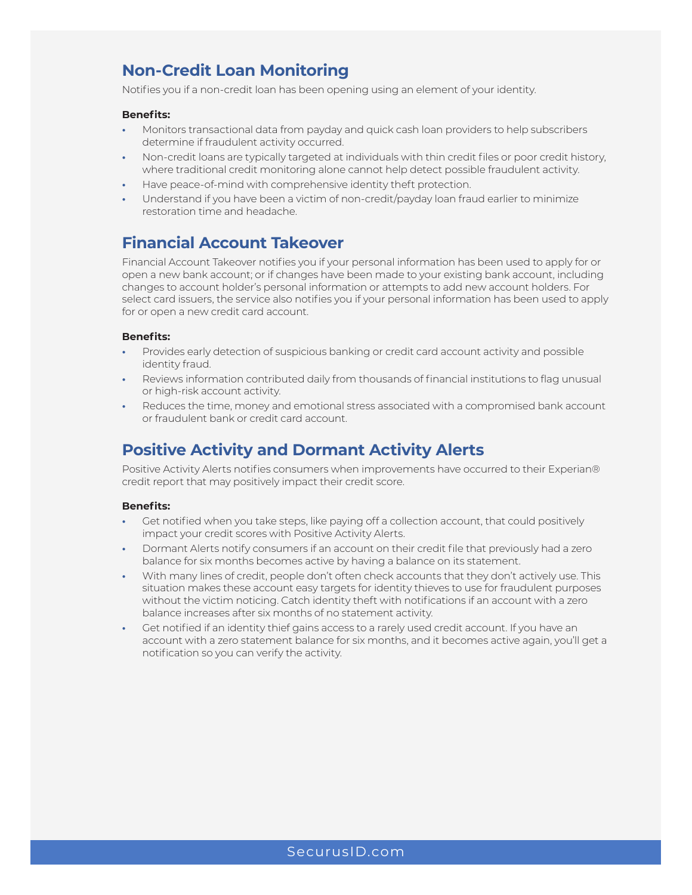## Non-Credit Loan Monitoring

Notifies you if a non-credit loan has been opening using an element of your identity.

**Benefits:**

- Monitors transactional data from payday and quick cash loan providers to help subscribers determine if fraudulent activity occurred.
- Non-credit loans are typically targeted at individuals with thin credit files or poor credit history, where traditional credit monitoring alone cannot help detect possible fraudulent activity.
- Have peace-of-mind with comprehensive identity theft protection.
- Understand if you have been a victim of non-credit/payday loan fraud earlier to minimize restoration time and headache.

## Financial Account Takeover

Financial Account Takeover notifies you if your personal information has been used to apply for or open a new bank account; or if changes have been made to your existing bank account, including changes to account holder's personal information or attempts to add new account holders. For select card issuers, the service also notifies you if your personal information has been used to apply for or open a new credit card account.

**Benefits:**

- Provides early detection of suspicious banking or credit card account activity and possible identity fraud.
- Reviews information contributed daily from thousands of financial institutions to flag unusual or high-risk account activity.
- Reduces the time, money and emotional stress associated with a compromised bank account or fraudulent bank or credit card account.

## Positive Activity and Dormant Activity Alerts

Positive Activity Alerts notifies consumers when improvements have occurred to their Experian® credit report that may positively impact their credit score.

**Benefits:**

- Get notified when you take steps, like paying off a collection account, that could positively impact your credit scores with Positive Activity Alerts.
- Dormant Alerts notify consumers if an account on their credit file that previously had a zero balance for six months becomes active by having a balance on its statement.
- With many lines of credit, people don't often check accounts that they don't actively use. This situation makes these account easy targets for identity thieves to use for fraudulent purposes without the victim noticing. Catch identity theft with notifications if an account with a zero balance increases after six months of no statement activity.
- Get notified if an identity thief gains access to a rarely used credit account. If you have an account with a zero statement balance for six months, and it becomes active again, you'll get a notification so you can verify the activity.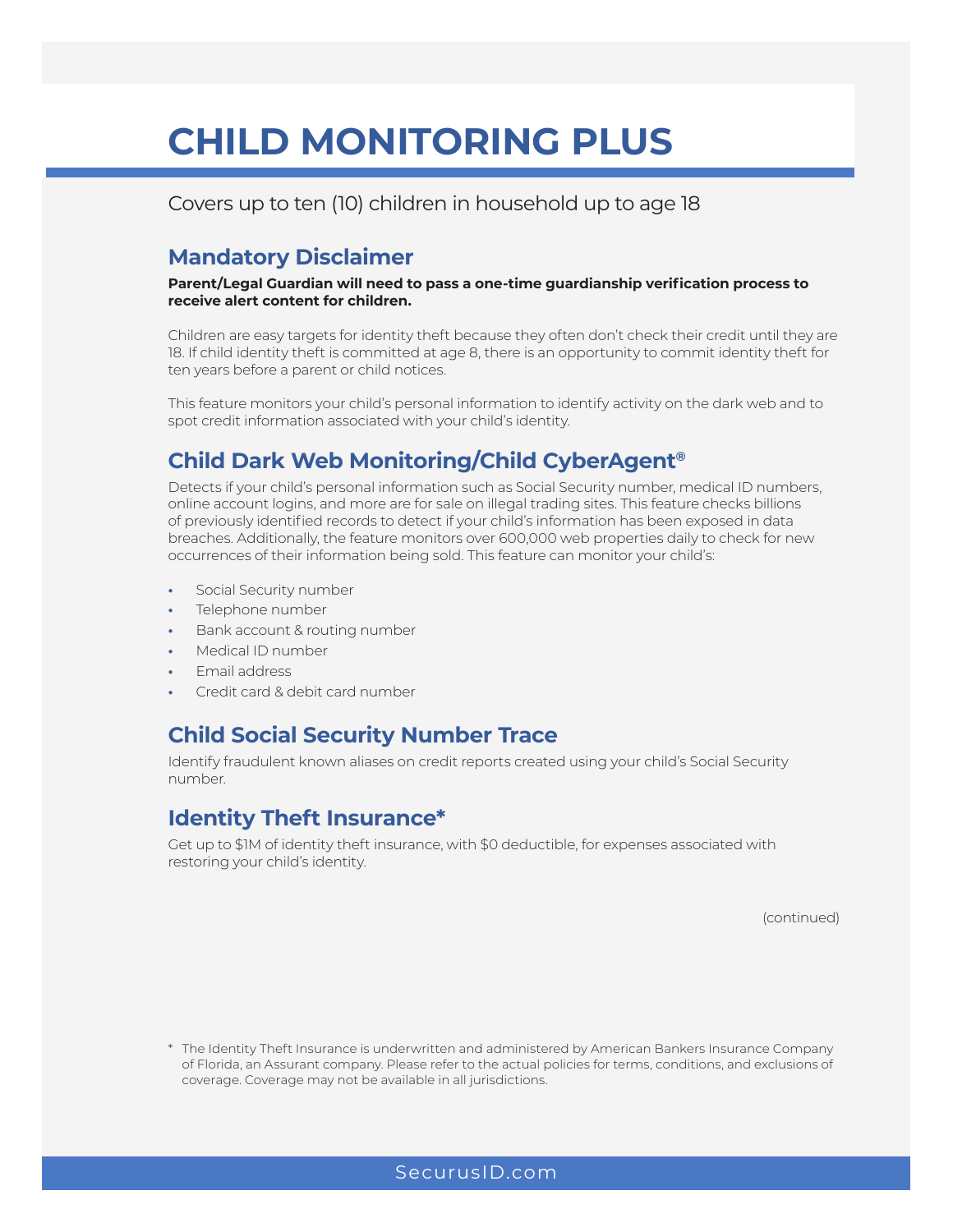# CHILD MONITORING PLUS

Covers up to ten (10) children in household up to age 18

## Mandatory Disclaimer

**Parent/Legal Guardian will need to pass a one-time guardianship verification process to receive alert content for children.**

Children are easy targets for identity theft because they often don't check their credit until they are 18. If child identity theft is committed at age 8, there is an opportunity to commit identity theft for ten years before a parent or child notices.

This feature monitors your child's personal information to identify activity on the dark web and to spot credit information associated with your child's identity.

## Child Dark Web Monitoring/Child CyberAgent®

Detects if your child's personal information such as Social Security number, medical ID numbers, online account logins, and more are for sale on illegal trading sites. This feature checks billions of previously identified records to detect if your child's information has been exposed in data breaches. Additionally, the feature monitors over 600,000 web properties daily to check for new occurrences of their information being sold. This feature can monitor your child's:

- Social Security number
- Telephone number
- Bank account & routing number
- Medical ID number
- Email address
- Credit card & debit card number

## Child Social Security Number Trace

Identify fraudulent known aliases on credit reports created using your child's Social Security number.

## Identity Theft Insurance*

Get up to $1M of identity theft insurance, with $0 deductible, for expenses associated with restoring your child's identity.

(continued)

\* The Identity Theft Insurance is underwritten and administered by American Bankers Insurance Company of Florida, an Assurant company. Please refer to the actual policies for terms, conditions, and exclusions of coverage. Coverage may not be available in all jurisdictions.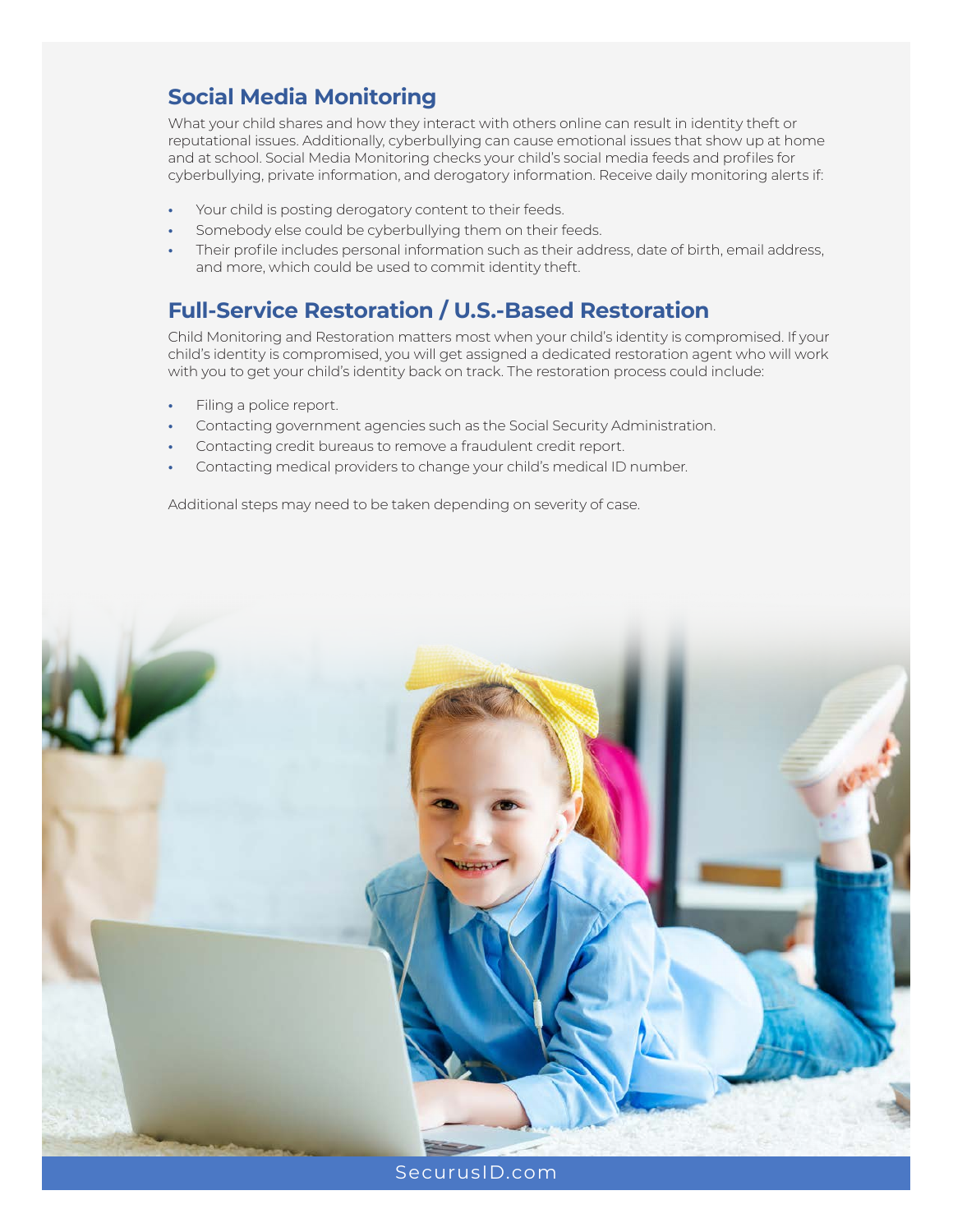## Social Media Monitoring

What your child shares and how they interact with others online can result in identity theft or reputational issues. Additionally, cyberbullying can cause emotional issues that show up at home and at school. Social Media Monitoring checks your child's social media feeds and profiles for cyberbullying, private information, and derogatory information. Receive daily monitoring alerts if:

- Your child is posting derogatory content to their feeds.
- Somebody else could be cyberbullying them on their feeds.
- Their profile includes personal information such as their address, date of birth, email address, and more, which could be used to commit identity theft.

## Full-Service Restoration / U.S.-Based Restoration

Child Monitoring and Restoration matters most when your child's identity is compromised. If your child's identity is compromised, you will get assigned a dedicated restoration agent who will work with you to get your child's identity back on track. The restoration process could include:

- Filing a police report.
- Contacting government agencies such as the Social Security Administration.
- Contacting credit bureaus to remove a fraudulent credit report.
- Contacting medical providers to change your child's medical ID number.

Additional steps may need to be taken depending on severity of case.

SecurusID.com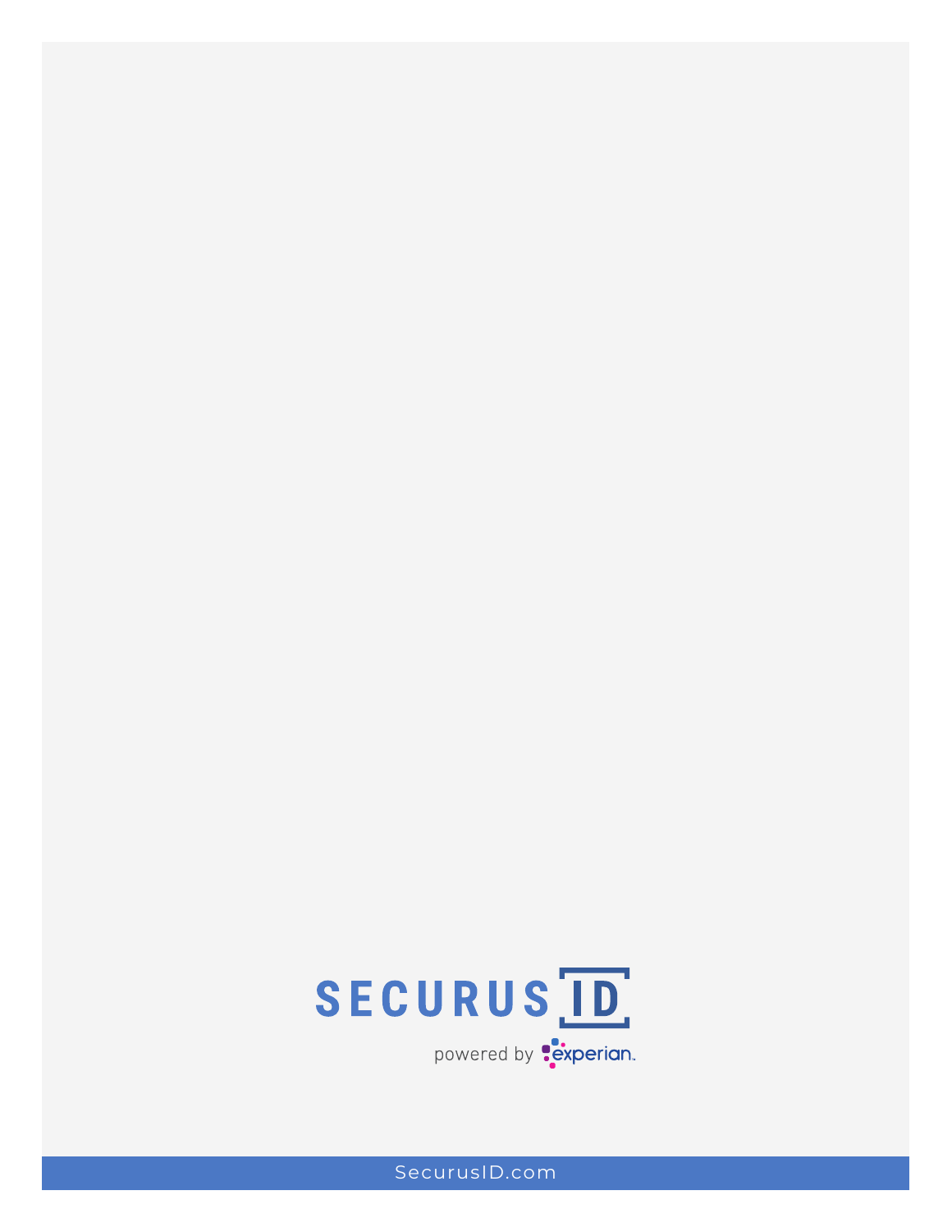SECURUS ID

powered by experian.

SecurusID.com